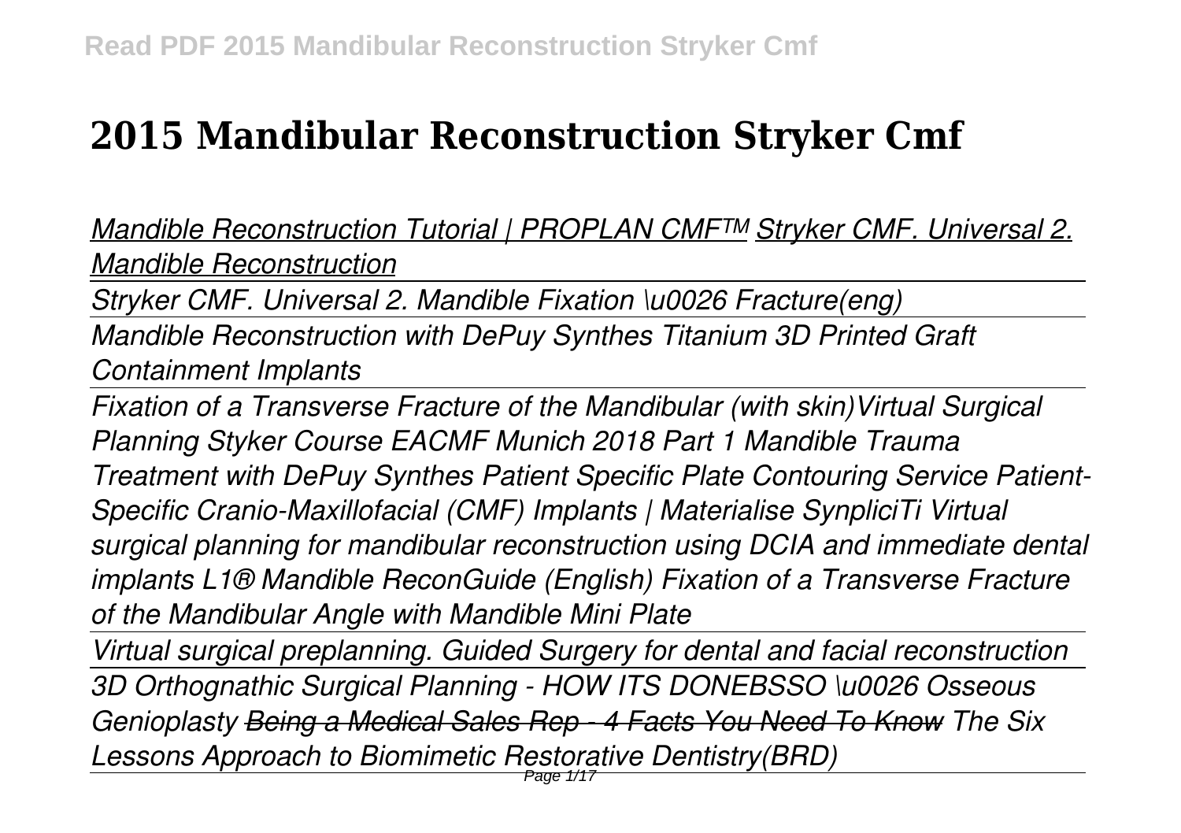# 2015 Mandibular Reconstruction Stryker Cmf

*Mandible Reconstruction Tutorial | PROPLAN CMF™ Stryker CMF. Universal 2. Mandible Reconstruction*

*Stryker CMF. Universal 2. Mandible Fixation \u0026 Fracture(eng)*

*Mandible Reconstruction with DePuy Synthes Titanium 3D Printed Graft Containment Implants*

*Fixation of a Transverse Fracture of the Mandibular (with skin)Virtual Surgical Planning Styker Course EACMF Munich 2018 Part 1 Mandible Trauma Treatment with DePuy Synthes Patient Specific Plate Contouring Service Patient-Specific Cranio-Maxillofacial (CMF) Implants | Materialise SynpliciTi Virtual surgical planning for mandibular reconstruction using DCIA and immediate dental implants L1® Mandible ReconGuide (English) Fixation of a Transverse Fracture of the Mandibular Angle with Mandible Mini Plate*

*Virtual surgical preplanning. Guided Surgery for dental and facial reconstruction*

*3D Orthognathic Surgical Planning - HOW ITS DONEBSSO \u0026 Osseous Genioplasty ~~Being a Medical Sales Rep - 4 Facts You Need To Know~~ The Six Lessons Approach to Biomimetic Restorative Dentistry(BRD)*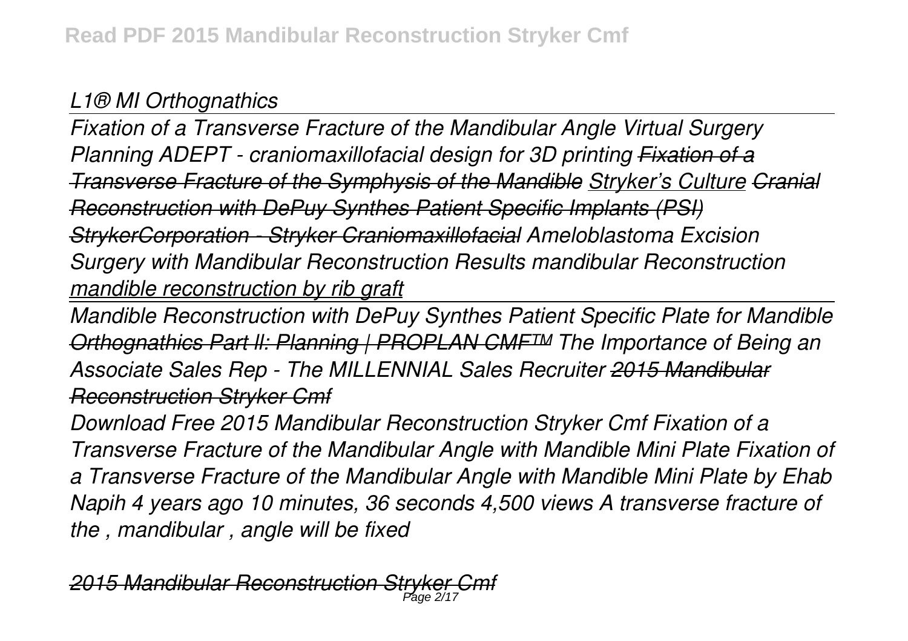*L1® MI Orthognathics*

---

*Fixation of a Transverse Fracture of the Mandibular Angle Virtual Surgery Planning ADEPT - craniomaxillofacial design for 3D printing* ~~*Fixation of a Transverse Fracture of the Symphysis of the Mandible*~~ *Stryker's Culture* ~~*Cranial Reconstruction with DePuy Synthes Patient Specific Implants (PSI)*~~ ~~*StrykerCorporation - Stryker Craniomaxillofacial*~~ *Ameloblastoma Excision Surgery with Mandibular Reconstruction Results mandibular Reconstruction* *mandible reconstruction by rib graft*

---

*Mandible Reconstruction with DePuy Synthes Patient Specific Plate for Mandible* ~~*Orthognathics Part II: Planning | PROPLAN CMF™*~~ *The Importance of Being an Associate Sales Rep - The MILLENNIAL Sales Recruiter* ~~*2015 Mandibular Reconstruction Stryker Cmf*~~

*Download Free 2015 Mandibular Reconstruction Stryker Cmf Fixation of a Transverse Fracture of the Mandibular Angle with Mandible Mini Plate Fixation of a Transverse Fracture of the Mandibular Angle with Mandible Mini Plate by Ehab Napih 4 years ago 10 minutes, 36 seconds 4,500 views A transverse fracture of the , mandibular , angle will be fixed*

~~***2015 Mandibular Reconstruction Stryker Cmf***~~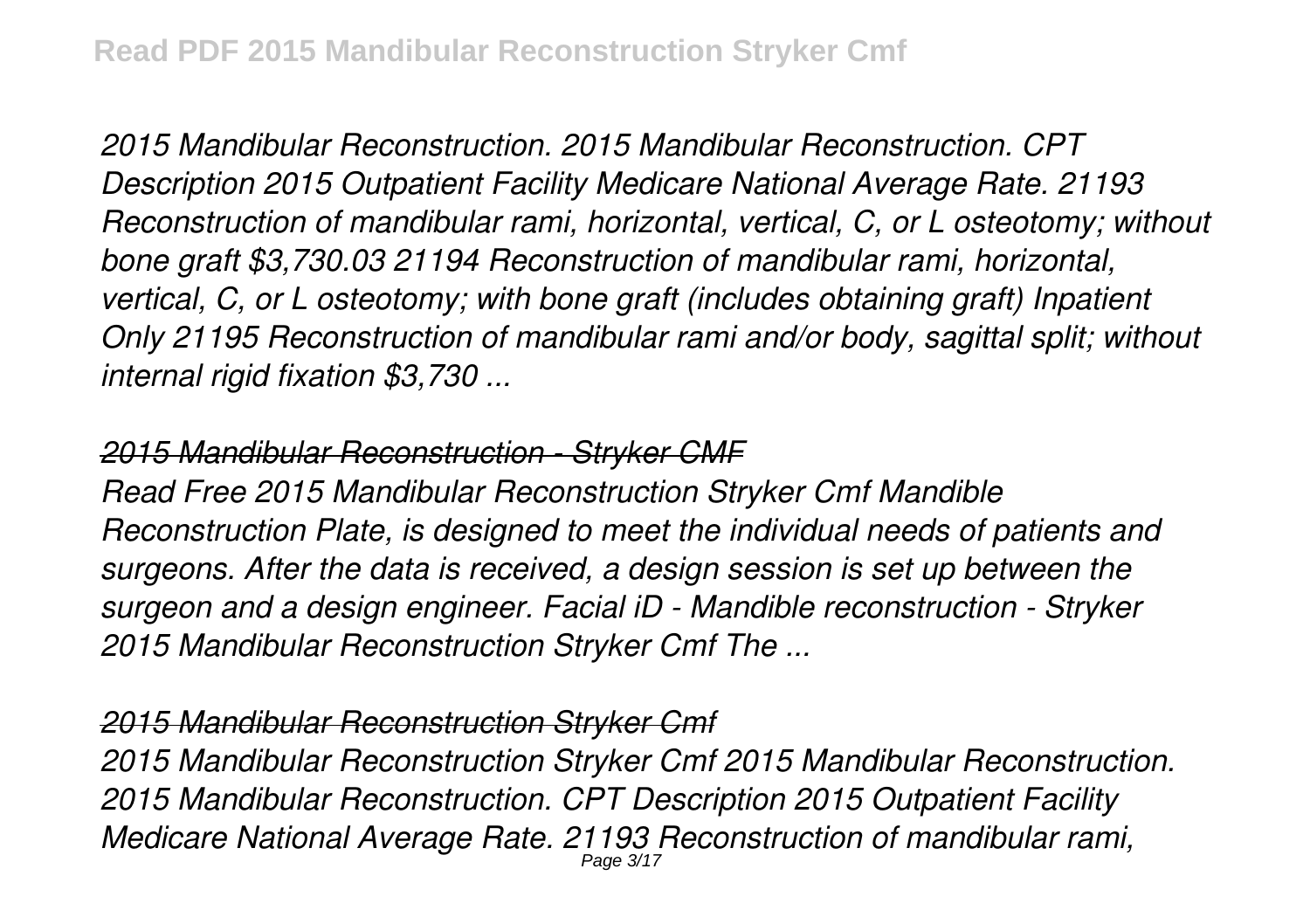*2015 Mandibular Reconstruction. 2015 Mandibular Reconstruction. CPT Description 2015 Outpatient Facility Medicare National Average Rate. 21193 Reconstruction of mandibular rami, horizontal, vertical, C, or L osteotomy; without bone graft $3,730.03 21194 Reconstruction of mandibular rami, horizontal, vertical, C, or L osteotomy; with bone graft (includes obtaining graft) Inpatient Only 21195 Reconstruction of mandibular rami and/or body, sagittal split; without internal rigid fixation $3,730 ...*

## *2015 Mandibular Reconstruction - Stryker CMF*

*Read Free 2015 Mandibular Reconstruction Stryker Cmf Mandible Reconstruction Plate, is designed to meet the individual needs of patients and surgeons. After the data is received, a design session is set up between the surgeon and a design engineer. Facial iD - Mandible reconstruction - Stryker 2015 Mandibular Reconstruction Stryker Cmf The ...*

## *2015 Mandibular Reconstruction Stryker Cmf*

*2015 Mandibular Reconstruction Stryker Cmf 2015 Mandibular Reconstruction. 2015 Mandibular Reconstruction. CPT Description 2015 Outpatient Facility Medicare National Average Rate. 21193 Reconstruction of mandibular rami,*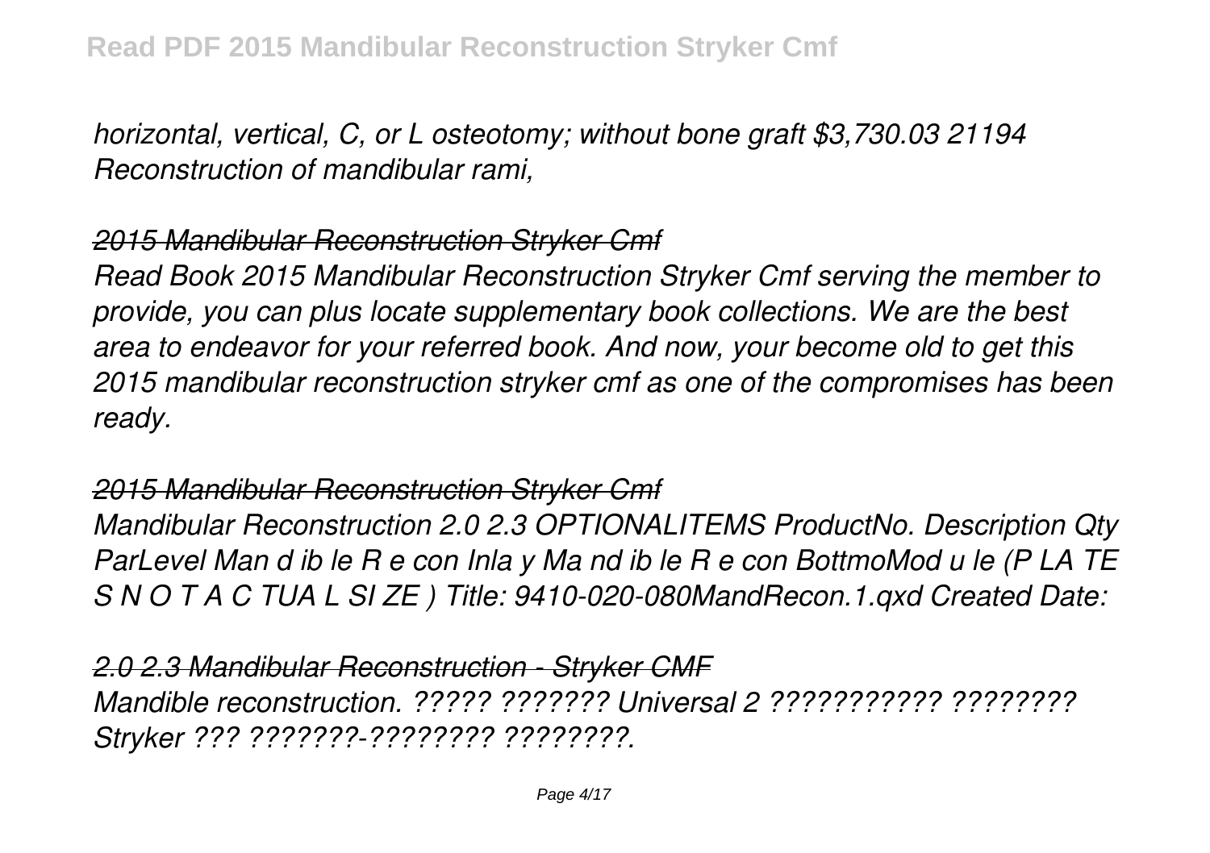*horizontal, vertical, C, or L osteotomy; without bone graft $3,730.03 21194 Reconstruction of mandibular rami,*

## *2015 Mandibular Reconstruction Stryker Cmf*

*Read Book 2015 Mandibular Reconstruction Stryker Cmf serving the member to provide, you can plus locate supplementary book collections. We are the best area to endeavor for your referred book. And now, your become old to get this 2015 mandibular reconstruction stryker cmf as one of the compromises has been ready.*

## *2015 Mandibular Reconstruction Stryker Cmf*

*Mandibular Reconstruction 2.0 2.3 OPTIONALITEMS ProductNo. Description Qty ParLevel Man d ib le R e con Inla y Ma nd ib le R e con BottmoMod u le (P LA TE S N O T A C TUA L SI ZE ) Title: 9410-020-080MandRecon.1.qxd Created Date:*

## *2.0 2.3 Mandibular Reconstruction - Stryker CMF*

*Mandible reconstruction. ????? ??????? Universal 2 ??????????? ???????? Stryker ??? ???????-???????? ????????.*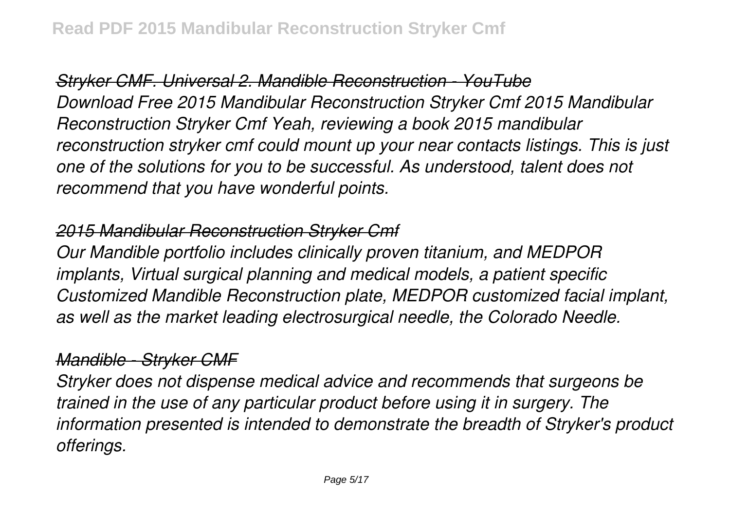*Stryker CMF. Universal 2. Mandible Reconstruction - YouTube*

*Download Free 2015 Mandibular Reconstruction Stryker Cmf 2015 Mandibular Reconstruction Stryker Cmf Yeah, reviewing a book 2015 mandibular reconstruction stryker cmf could mount up your near contacts listings. This is just one of the solutions for you to be successful. As understood, talent does not recommend that you have wonderful points.*

*2015 Mandibular Reconstruction Stryker Cmf*

*Our Mandible portfolio includes clinically proven titanium, and MEDPOR implants, Virtual surgical planning and medical models, a patient specific Customized Mandible Reconstruction plate, MEDPOR customized facial implant, as well as the market leading electrosurgical needle, the Colorado Needle.*

*Mandible - Stryker CMF*

*Stryker does not dispense medical advice and recommends that surgeons be trained in the use of any particular product before using it in surgery. The information presented is intended to demonstrate the breadth of Stryker's product offerings.*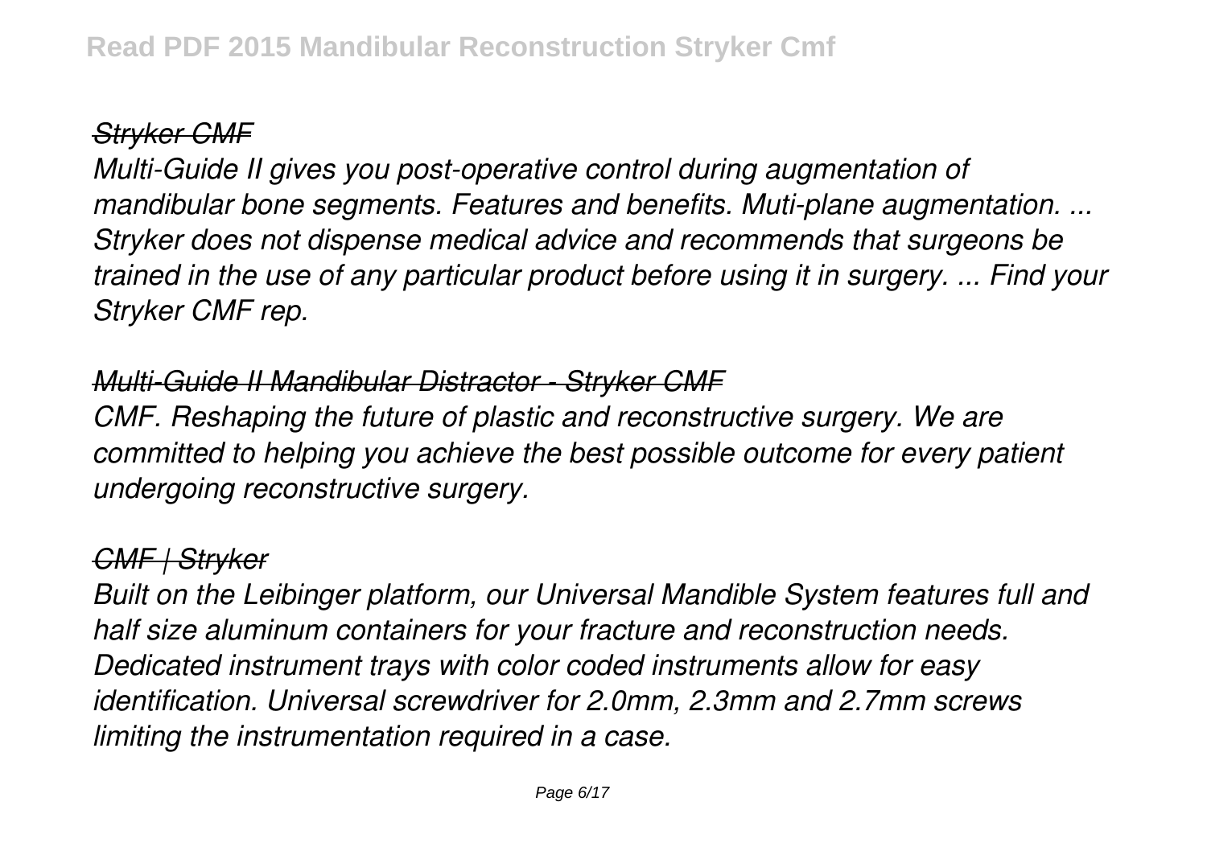*Stryker CMF*

*Multi-Guide II gives you post-operative control during augmentation of mandibular bone segments. Features and benefits. Muti-plane augmentation. ... Stryker does not dispense medical advice and recommends that surgeons be trained in the use of any particular product before using it in surgery. ... Find your Stryker CMF rep.*

*Multi-Guide II Mandibular Distractor - Stryker CMF*

*CMF. Reshaping the future of plastic and reconstructive surgery. We are committed to helping you achieve the best possible outcome for every patient undergoing reconstructive surgery.*

*CMF | Stryker*

*Built on the Leibinger platform, our Universal Mandible System features full and half size aluminum containers for your fracture and reconstruction needs. Dedicated instrument trays with color coded instruments allow for easy identification. Universal screwdriver for 2.0mm, 2.3mm and 2.7mm screws limiting the instrumentation required in a case.*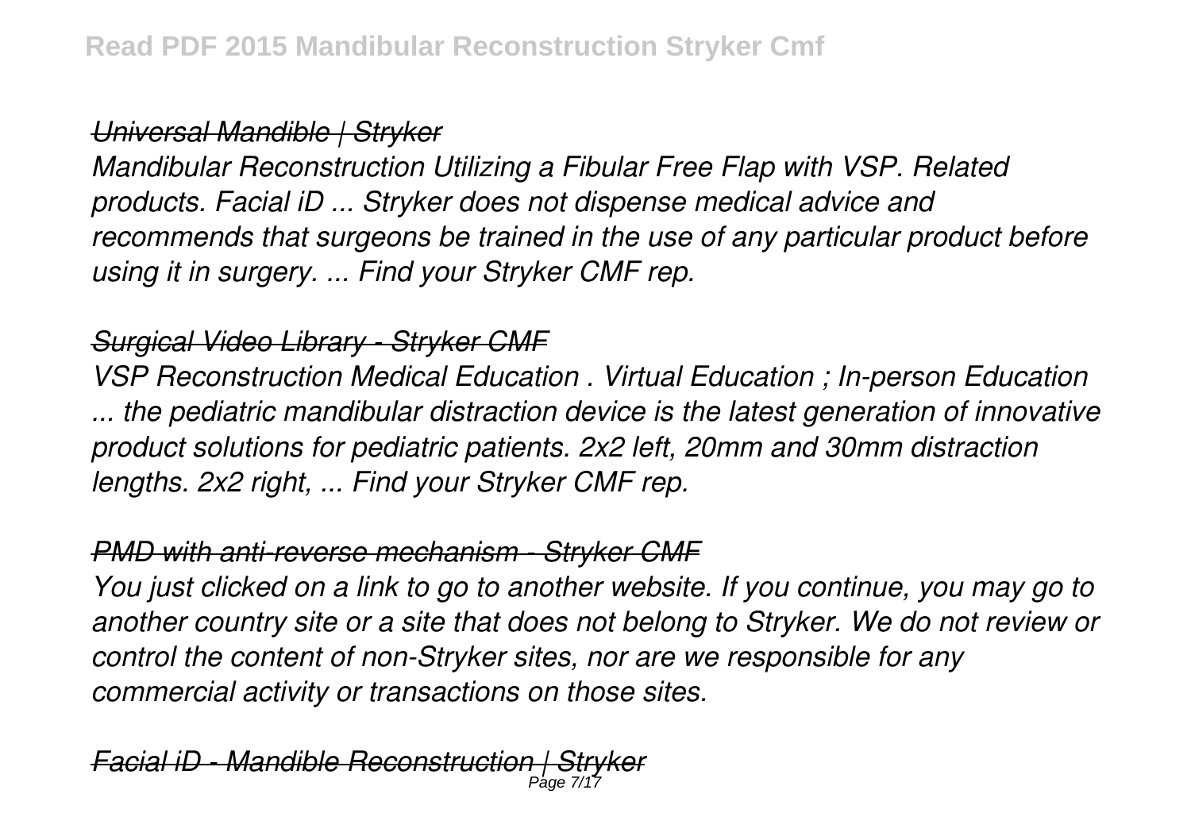*Universal Mandible | Stryker*

*Mandibular Reconstruction Utilizing a Fibular Free Flap with VSP. Related products. Facial iD ... Stryker does not dispense medical advice and recommends that surgeons be trained in the use of any particular product before using it in surgery. ... Find your Stryker CMF rep.*

*Surgical Video Library - Stryker CMF*

*VSP Reconstruction Medical Education . Virtual Education ; In-person Education ... the pediatric mandibular distraction device is the latest generation of innovative product solutions for pediatric patients. 2x2 left, 20mm and 30mm distraction lengths. 2x2 right, ... Find your Stryker CMF rep.*

*PMD with anti-reverse mechanism - Stryker CMF*

*You just clicked on a link to go to another website. If you continue, you may go to another country site or a site that does not belong to Stryker. We do not review or control the content of non-Stryker sites, nor are we responsible for any commercial activity or transactions on those sites.*

*Facial iD - Mandible Reconstruction | Stryker*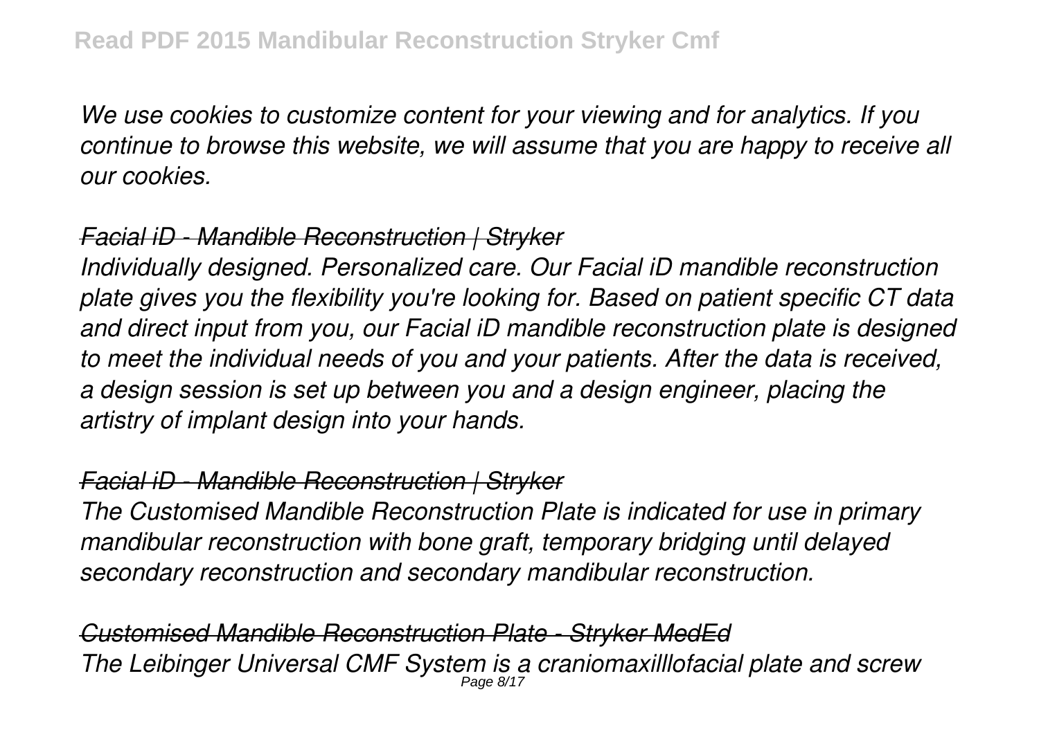*We use cookies to customize content for your viewing and for analytics. If you continue to browse this website, we will assume that you are happy to receive all our cookies.*

*Facial iD - Mandible Reconstruction | Stryker*

*Individually designed. Personalized care. Our Facial iD mandible reconstruction plate gives you the flexibility you're looking for. Based on patient specific CT data and direct input from you, our Facial iD mandible reconstruction plate is designed to meet the individual needs of you and your patients. After the data is received, a design session is set up between you and a design engineer, placing the artistry of implant design into your hands.*

*Facial iD - Mandible Reconstruction | Stryker*

*The Customised Mandible Reconstruction Plate is indicated for use in primary mandibular reconstruction with bone graft, temporary bridging until delayed secondary reconstruction and secondary mandibular reconstruction.*

*Customised Mandible Reconstruction Plate - Stryker MedEd*

*The Leibinger Universal CMF System is a craniomaxilllofacial plate and screw*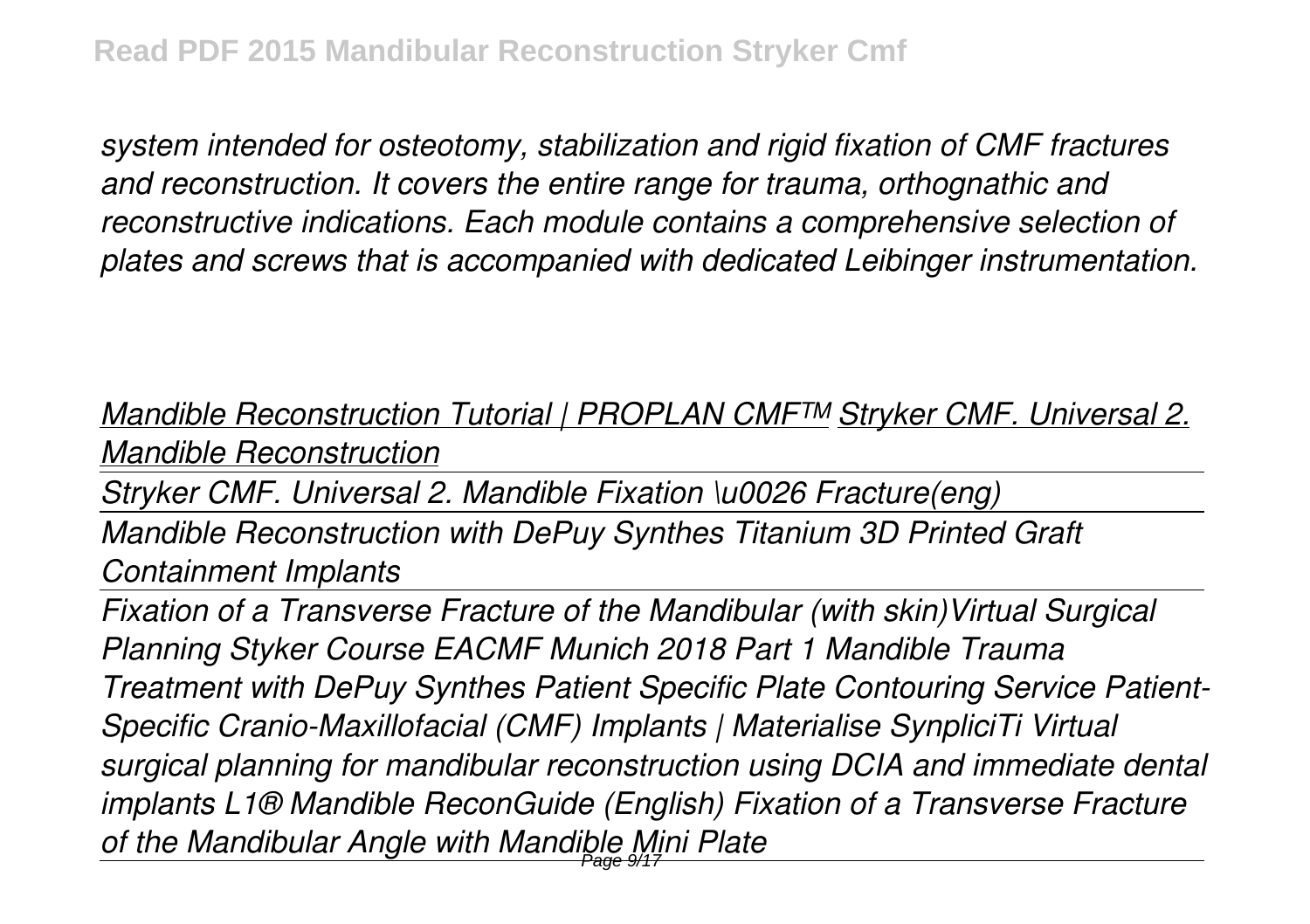*system intended for osteotomy, stabilization and rigid fixation of CMF fractures and reconstruction. It covers the entire range for trauma, orthognathic and reconstructive indications. Each module contains a comprehensive selection of plates and screws that is accompanied with dedicated Leibinger instrumentation.*

*Mandible Reconstruction Tutorial | PROPLAN CMF™ Stryker CMF. Universal 2. Mandible Reconstruction*

---

*Stryker CMF. Universal 2. Mandible Fixation \u0026 Fracture(eng)*

---

*Mandible Reconstruction with DePuy Synthes Titanium 3D Printed Graft Containment Implants*

---

*Fixation of a Transverse Fracture of the Mandibular (with skin)Virtual Surgical Planning Styker Course EACMF Munich 2018 Part 1 Mandible Trauma Treatment with DePuy Synthes Patient Specific Plate Contouring Service Patient-Specific Cranio-Maxillofacial (CMF) Implants | Materialise SynpliciTi Virtual surgical planning for mandibular reconstruction using DCIA and immediate dental implants L1® Mandible ReconGuide (English) Fixation of a Transverse Fracture of the Mandibular Angle with Mandible Mini Plate*

---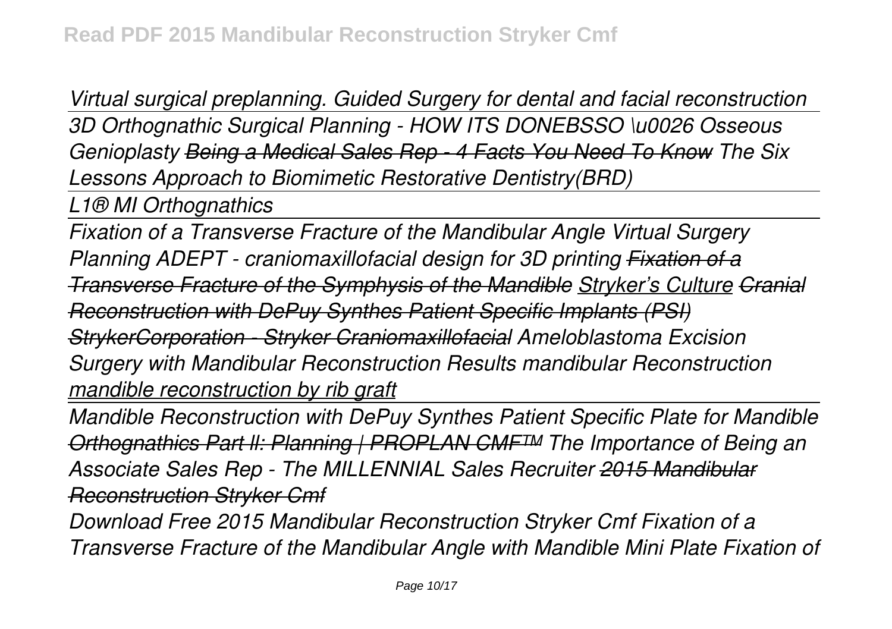*Virtual surgical preplanning. Guided Surgery for dental and facial reconstruction* *3D Orthognathic Surgical Planning - HOW ITS DONEBSSO \u0026 Osseous Genioplasty* *~~Being a Medical Sales Rep - 4 Facts You Need To Know~~* *The Six Lessons Approach to Biomimetic Restorative Dentistry(BRD)*

*L1® MI Orthognathics*

*Fixation of a Transverse Fracture of the Mandibular Angle* *Virtual Surgery Planning ADEPT - craniomaxillofacial design for 3D printing* *~~Fixation of a Transverse Fracture of the Symphysis of the Mandible~~* *Stryker's Culture* *~~Cranial Reconstruction with DePuy Synthes Patient Specific Implants (PSI)~~* *~~StrykerCorporation - Stryker Craniomaxillofacial~~* *Ameloblastoma Excision Surgery with Mandibular Reconstruction Results* *mandibular Reconstruction* *mandible reconstruction by rib graft*

*Mandible Reconstruction with DePuy Synthes Patient Specific Plate for Mandible* *~~Orthognathics Part II: Planning | PROPLAN CMF™~~* *The Importance of Being an Associate Sales Rep - The MILLENNIAL Sales Recruiter* *~~2015 Mandibular Reconstruction Stryker Cmf~~*

*Download Free 2015 Mandibular Reconstruction Stryker Cmf Fixation of a Transverse Fracture of the Mandibular Angle with Mandible Mini Plate Fixation of*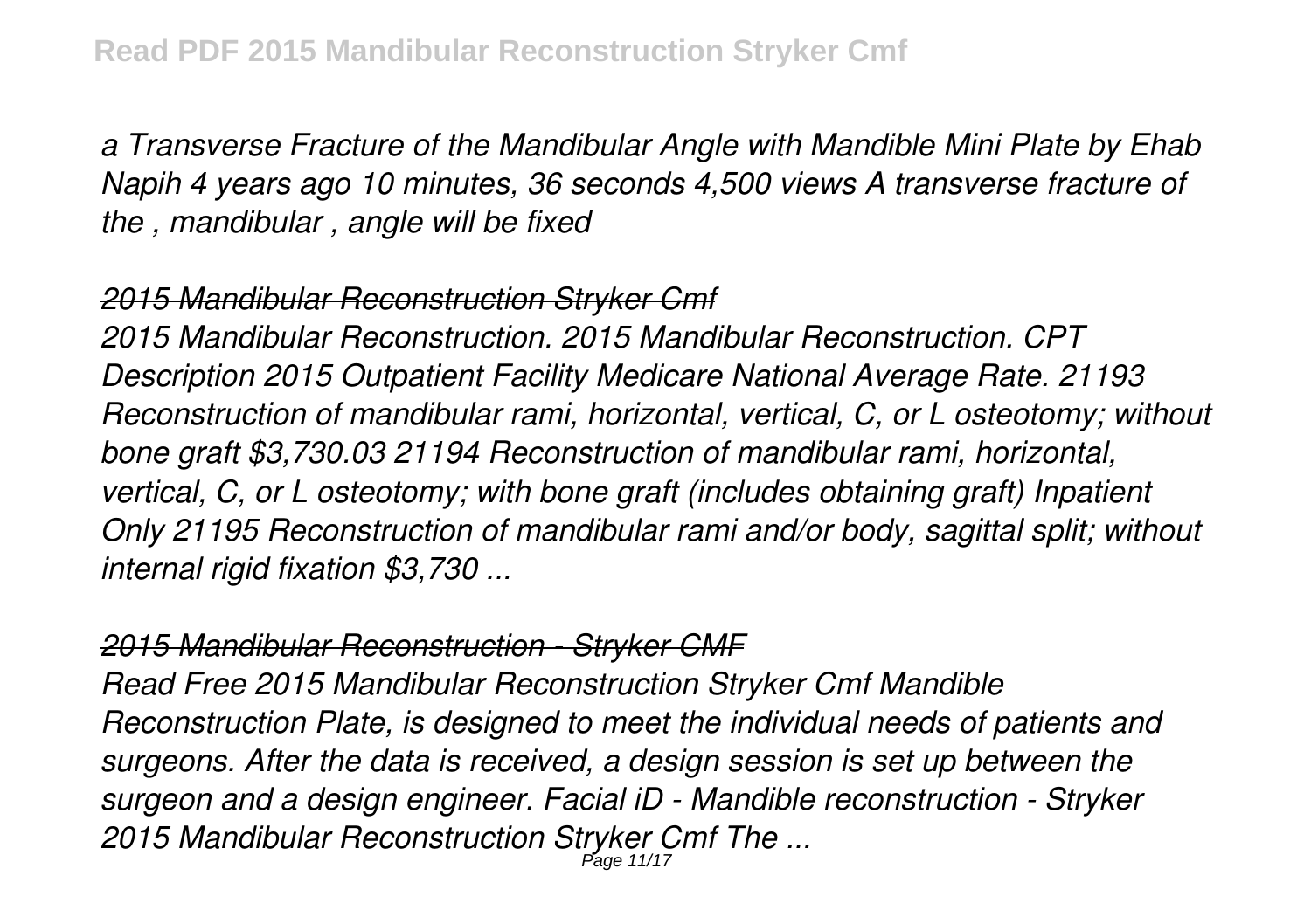*a Transverse Fracture of the Mandibular Angle with Mandible Mini Plate by Ehab Napih 4 years ago 10 minutes, 36 seconds 4,500 views A transverse fracture of the , mandibular , angle will be fixed*

## *2015 Mandibular Reconstruction Stryker Cmf*

*2015 Mandibular Reconstruction. 2015 Mandibular Reconstruction. CPT Description 2015 Outpatient Facility Medicare National Average Rate. 21193 Reconstruction of mandibular rami, horizontal, vertical, C, or L osteotomy; without bone graft $3,730.03 21194 Reconstruction of mandibular rami, horizontal, vertical, C, or L osteotomy; with bone graft (includes obtaining graft) Inpatient Only 21195 Reconstruction of mandibular rami and/or body, sagittal split; without internal rigid fixation $3,730 ...*

## *2015 Mandibular Reconstruction - Stryker CMF*

*Read Free 2015 Mandibular Reconstruction Stryker Cmf Mandible Reconstruction Plate, is designed to meet the individual needs of patients and surgeons. After the data is received, a design session is set up between the surgeon and a design engineer. Facial iD - Mandible reconstruction - Stryker 2015 Mandibular Reconstruction Stryker Cmf The ...*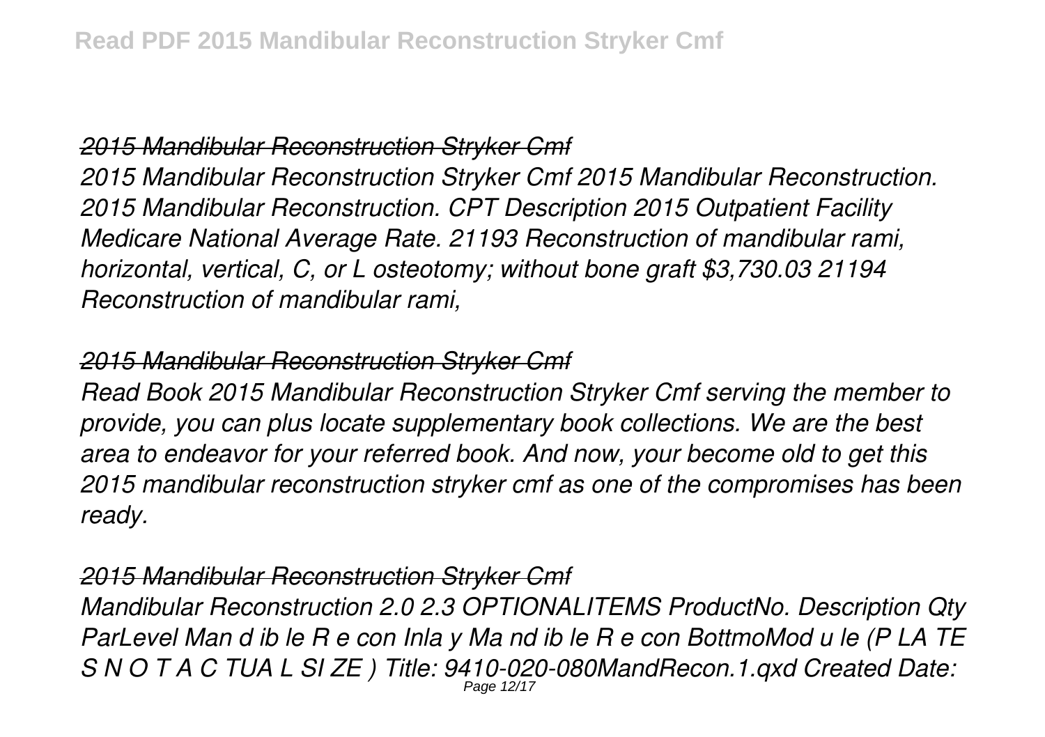### *2015 Mandibular Reconstruction Stryker Cmf*

*2015 Mandibular Reconstruction Stryker Cmf 2015 Mandibular Reconstruction. 2015 Mandibular Reconstruction. CPT Description 2015 Outpatient Facility Medicare National Average Rate. 21193 Reconstruction of mandibular rami, horizontal, vertical, C, or L osteotomy; without bone graft $3,730.03 21194 Reconstruction of mandibular rami,*

### *2015 Mandibular Reconstruction Stryker Cmf*

*Read Book 2015 Mandibular Reconstruction Stryker Cmf serving the member to provide, you can plus locate supplementary book collections. We are the best area to endeavor for your referred book. And now, your become old to get this 2015 mandibular reconstruction stryker cmf as one of the compromises has been ready.*

### *2015 Mandibular Reconstruction Stryker Cmf*

*Mandibular Reconstruction 2.0 2.3 OPTIONALITEMS ProductNo. Description Qty ParLevel Man d ib le R e con Inla y Ma nd ib le R e con BottmoMod u le (P LA TE S N O T A C TUA L SI ZE ) Title: 9410-020-080MandRecon.1.qxd Created Date:*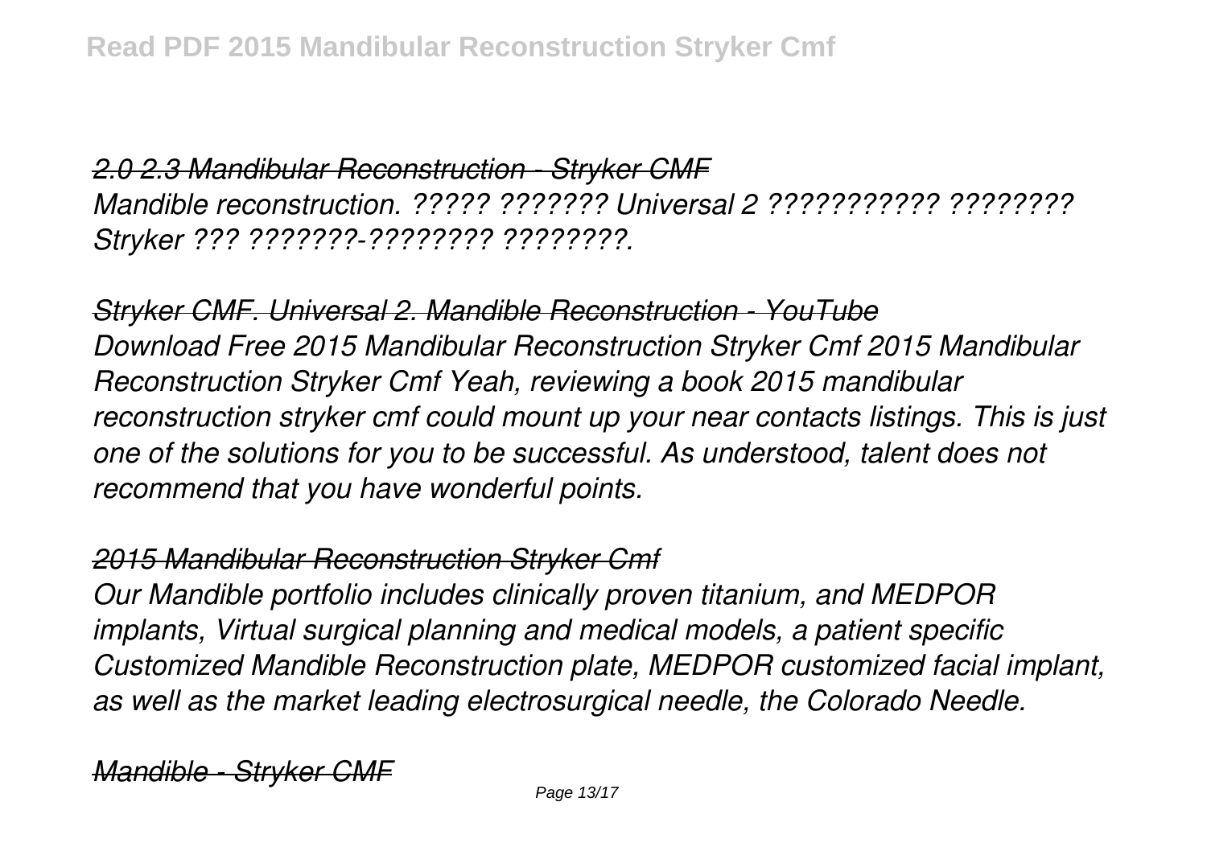*2.0 2.3 Mandibular Reconstruction - Stryker CMF*

*Mandible reconstruction. ????? ??????? Universal 2 ??????????? ???????? Stryker ??? ???????-???????? ????????.*

*Stryker CMF. Universal 2. Mandible Reconstruction - YouTube*

*Download Free 2015 Mandibular Reconstruction Stryker Cmf 2015 Mandibular Reconstruction Stryker Cmf Yeah, reviewing a book 2015 mandibular reconstruction stryker cmf could mount up your near contacts listings. This is just one of the solutions for you to be successful. As understood, talent does not recommend that you have wonderful points.*

*2015 Mandibular Reconstruction Stryker Cmf*

*Our Mandible portfolio includes clinically proven titanium, and MEDPOR implants, Virtual surgical planning and medical models, a patient specific Customized Mandible Reconstruction plate, MEDPOR customized facial implant, as well as the market leading electrosurgical needle, the Colorado Needle.*

*Mandible - Stryker CMF*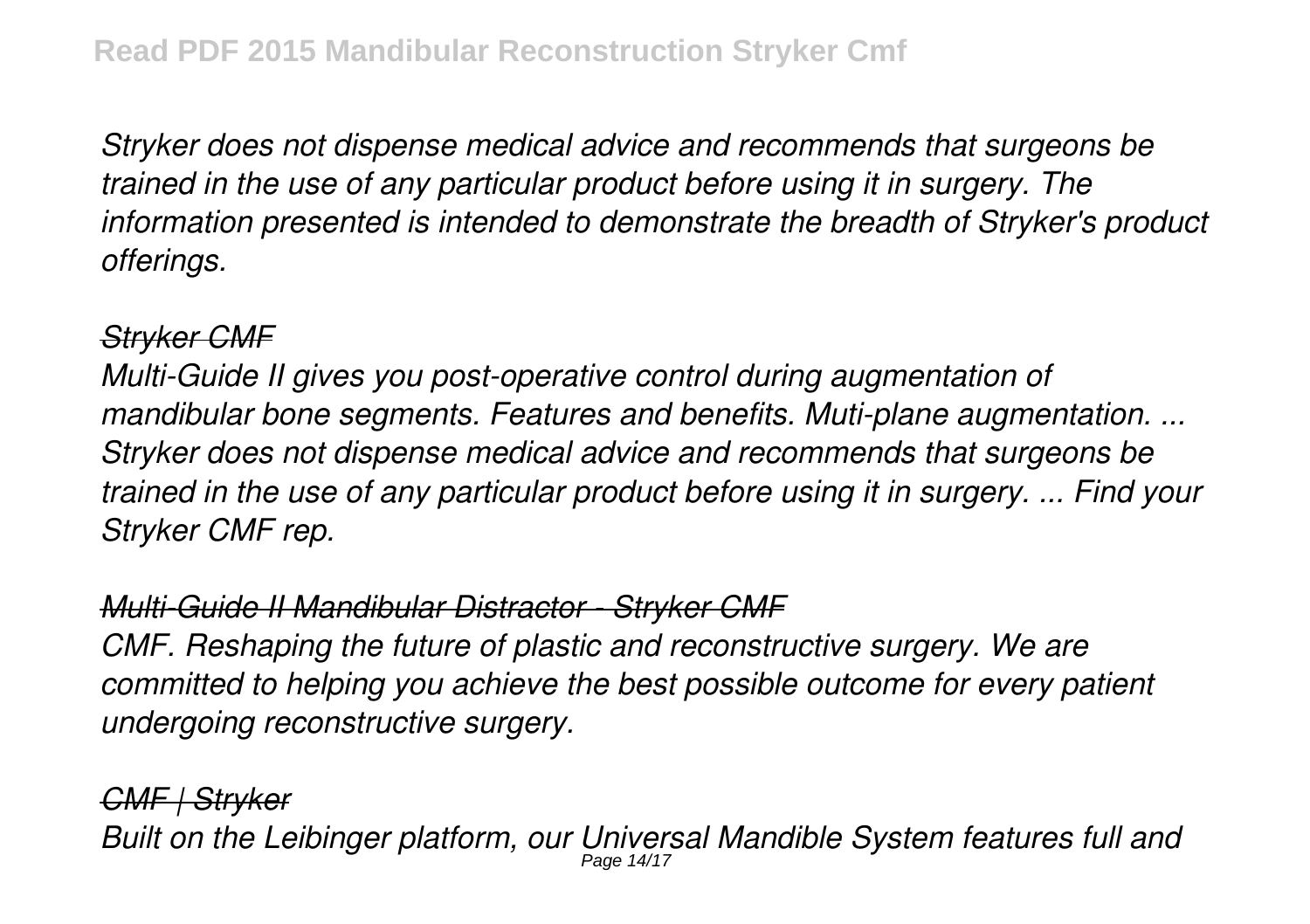*Stryker does not dispense medical advice and recommends that surgeons be trained in the use of any particular product before using it in surgery. The information presented is intended to demonstrate the breadth of Stryker's product offerings.*

*~~Stryker CMF~~*

*Multi-Guide II gives you post-operative control during augmentation of mandibular bone segments. Features and benefits. Muti-plane augmentation. ... Stryker does not dispense medical advice and recommends that surgeons be trained in the use of any particular product before using it in surgery. ... Find your Stryker CMF rep.*

*~~Multi-Guide II Mandibular Distractor - Stryker CMF~~*

*CMF. Reshaping the future of plastic and reconstructive surgery. We are committed to helping you achieve the best possible outcome for every patient undergoing reconstructive surgery.*

*~~CMF | Stryker~~*

*Built on the Leibinger platform, our Universal Mandible System features full and*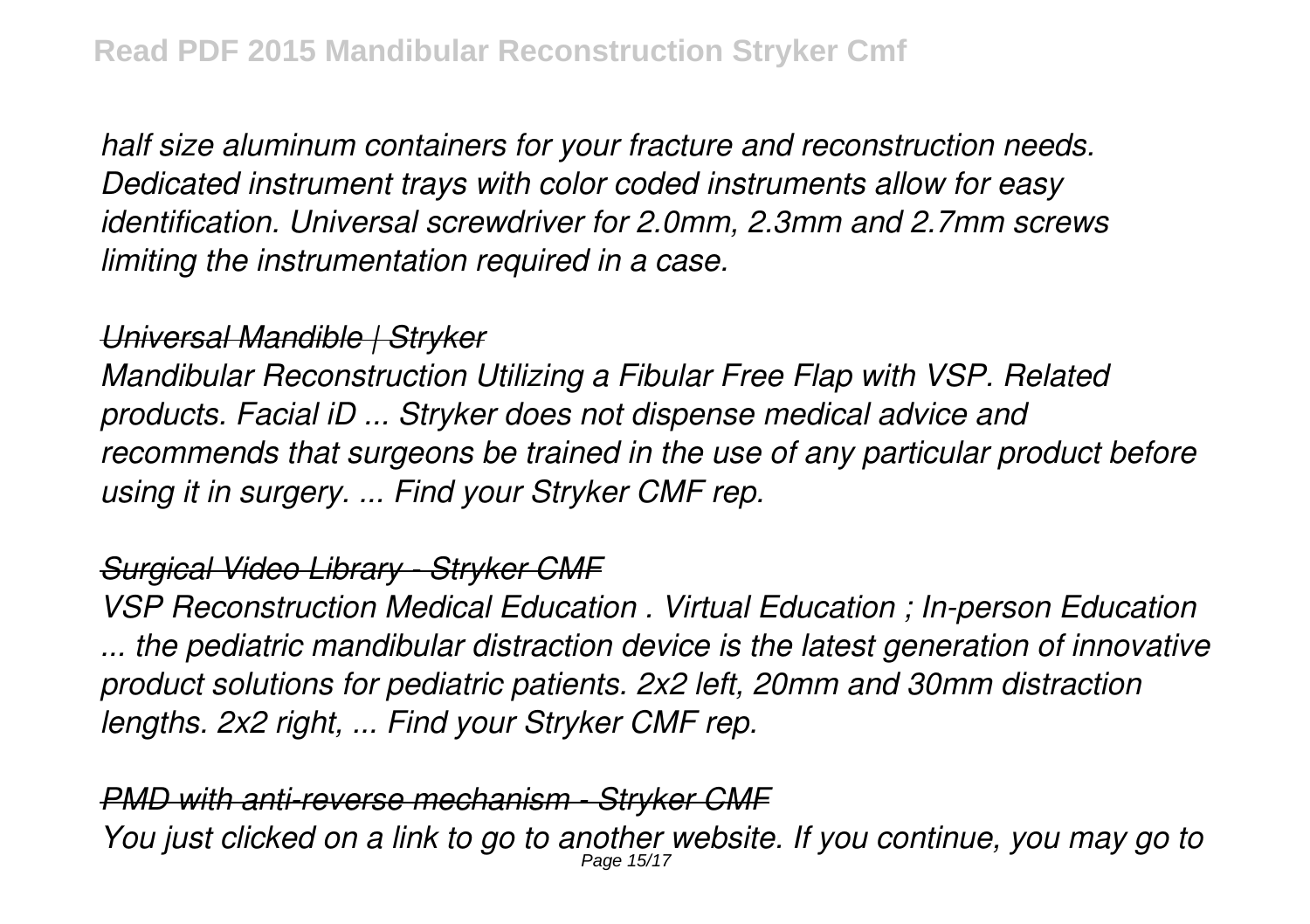*half size aluminum containers for your fracture and reconstruction needs. Dedicated instrument trays with color coded instruments allow for easy identification. Universal screwdriver for 2.0mm, 2.3mm and 2.7mm screws limiting the instrumentation required in a case.*

*~~Universal Mandible | Stryker~~*

*Mandibular Reconstruction Utilizing a Fibular Free Flap with VSP. Related products. Facial iD ... Stryker does not dispense medical advice and recommends that surgeons be trained in the use of any particular product before using it in surgery. ... Find your Stryker CMF rep.*

*~~Surgical Video Library - Stryker CMF~~*

*VSP Reconstruction Medical Education . Virtual Education ; In-person Education ... the pediatric mandibular distraction device is the latest generation of innovative product solutions for pediatric patients. 2x2 left, 20mm and 30mm distraction lengths. 2x2 right, ... Find your Stryker CMF rep.*

*~~PMD with anti-reverse mechanism - Stryker CMF~~*

*You just clicked on a link to go to another website. If you continue, you may go to*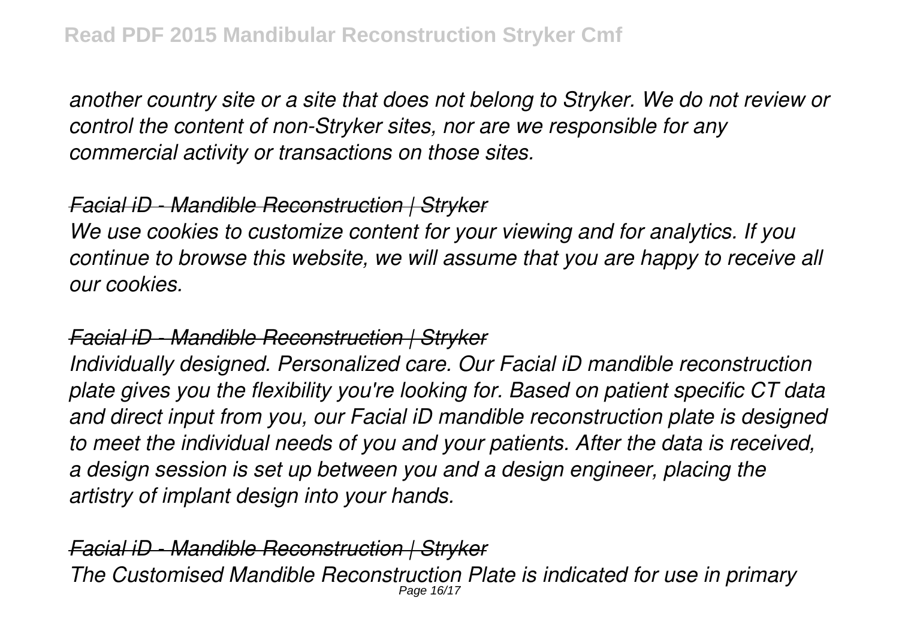*another country site or a site that does not belong to Stryker. We do not review or control the content of non-Stryker sites, nor are we responsible for any commercial activity or transactions on those sites.*

*Facial iD - Mandible Reconstruction | Stryker*

*We use cookies to customize content for your viewing and for analytics. If you continue to browse this website, we will assume that you are happy to receive all our cookies.*

*Facial iD - Mandible Reconstruction | Stryker*

*Individually designed. Personalized care. Our Facial iD mandible reconstruction plate gives you the flexibility you're looking for. Based on patient specific CT data and direct input from you, our Facial iD mandible reconstruction plate is designed to meet the individual needs of you and your patients. After the data is received, a design session is set up between you and a design engineer, placing the artistry of implant design into your hands.*

*Facial iD - Mandible Reconstruction | Stryker*

*The Customised Mandible Reconstruction Plate is indicated for use in primary*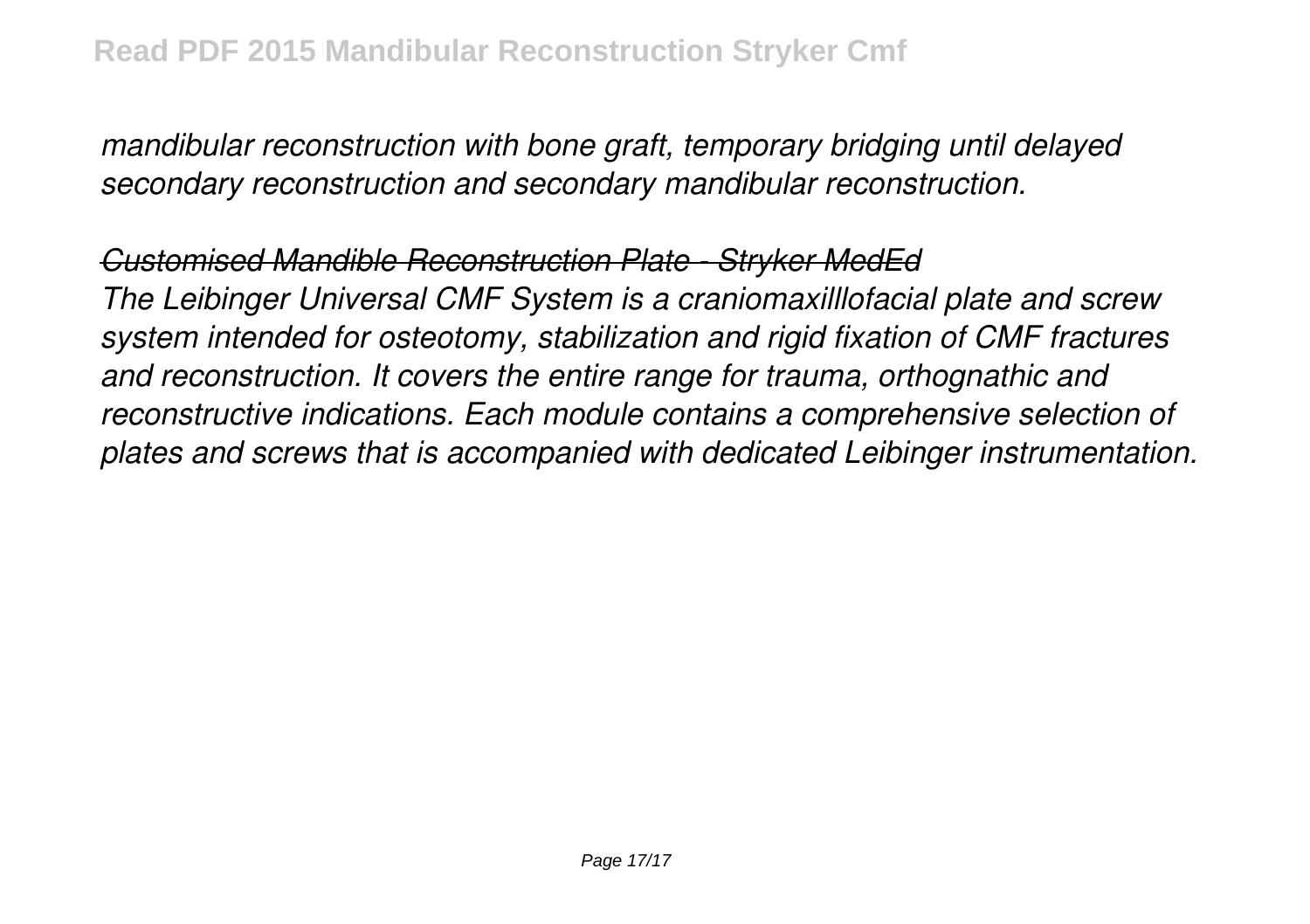*mandibular reconstruction with bone graft, temporary bridging until delayed secondary reconstruction and secondary mandibular reconstruction.*

*~~Customised Mandible Reconstruction Plate - Stryker MedEd~~*

*The Leibinger Universal CMF System is a craniomaxilllofacial plate and screw system intended for osteotomy, stabilization and rigid fixation of CMF fractures and reconstruction. It covers the entire range for trauma, orthognathic and reconstructive indications. Each module contains a comprehensive selection of plates and screws that is accompanied with dedicated Leibinger instrumentation.*